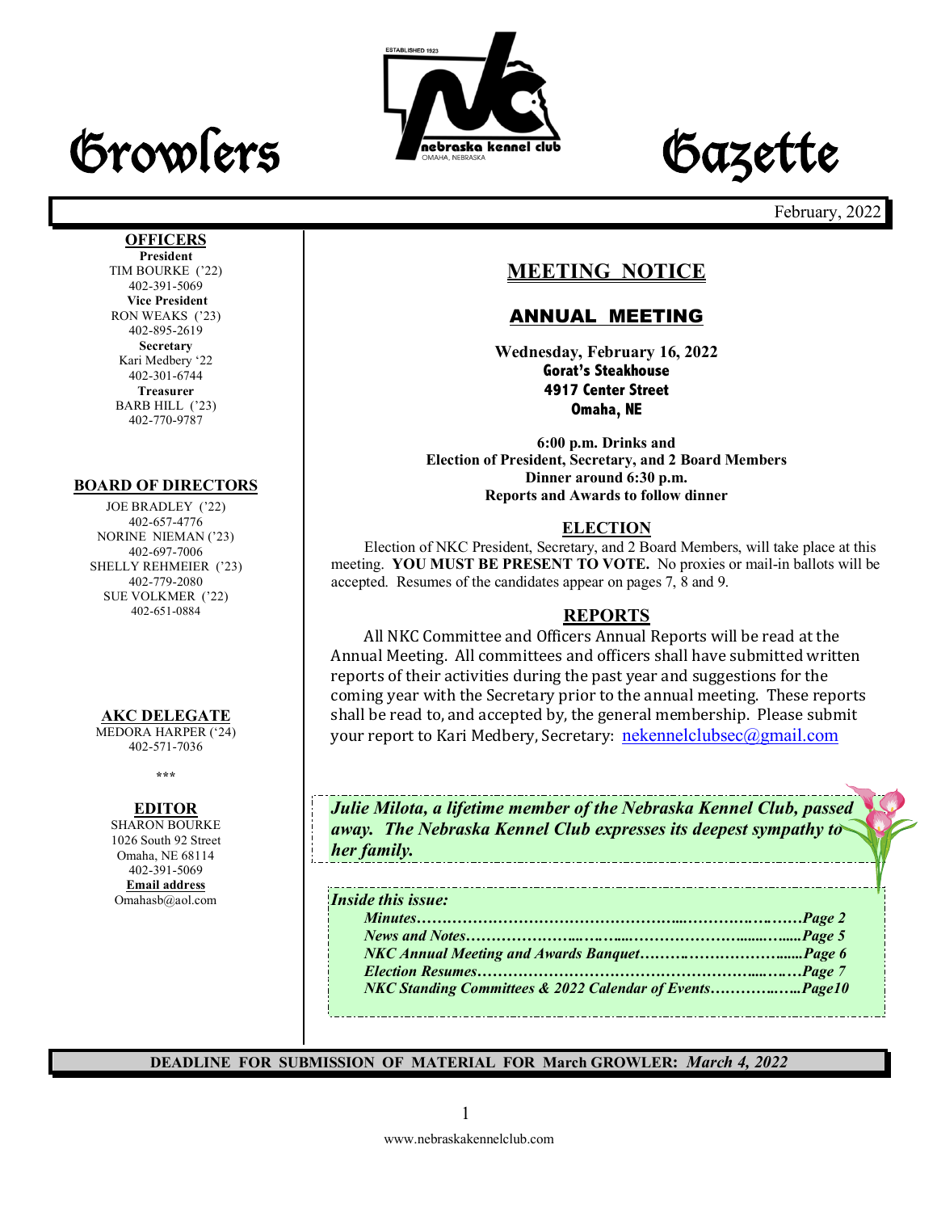# Growlers Gazette

February, 2022

**OFFICERS**

**President**
TIM BOURKE ('22)
402-391-5069

**Vice President**
RON WEAKS ('23)
402-895-2619

**Secretary**
Kari Medbery '22
402-301-6744

**Treasurer**
BARB HILL ('23)
402-770-9787

**BOARD OF DIRECTORS**

JOE BRADLEY ('22)
402-657-4776
NORINE NIEMAN ('23)
402-697-7006
SHELLY REHMEIER ('23)
402-779-2080
SUE VOLKMER ('22)
402-651-0884

**AKC DELEGATE**
MEDORA HARPER ('24)
402-571-7036

\*\*\*

**EDITOR**
SHARON BOURKE
1026 South 92 Street
Omaha, NE 68114
402-391-5069
**Email address**
Omahasb@aol.com

## MEETING NOTICE

### ANNUAL MEETING

**Wednesday, February 16, 2022**
**Gorat's Steakhouse**
**4917 Center Street**
**Omaha, NE**

**6:00 p.m. Drinks and**
**Election of President, Secretary, and 2 Board Members**
**Dinner around 6:30 p.m.**
**Reports and Awards to follow dinner**

### ELECTION

Election of NKC President, Secretary, and 2 Board Members, will take place at this meeting. **YOU MUST BE PRESENT TO VOTE.** No proxies or mail-in ballots will be accepted. Resumes of the candidates appear on pages 7, 8 and 9.

### REPORTS

All NKC Committee and Officers Annual Reports will be read at the Annual Meeting. All committees and officers shall have submitted written reports of their activities during the past year and suggestions for the coming year with the Secretary prior to the annual meeting. These reports shall be read to, and accepted by, the general membership. Please submit your report to Kari Medbery, Secretary: nekennelclubsec@gmail.com

***Julie Milota, a lifetime member of the Nebraska Kennel Club, passed away. The Nebraska Kennel Club expresses its deepest sympathy to her family.***

***Inside this issue:***

- ***Minutes……………………………………………Page 2***
- ***News and Notes……………………………………Page 5***
- ***NKC Annual Meeting and Awards Banquet………Page 6***
- ***Election Resumes…………………………………Page 7***
- ***NKC Standing Committees & 2022 Calendar of Events……Page10***

**DEADLINE FOR SUBMISSION OF MATERIAL FOR March GROWLER:** ***March 4, 2022***

www.nebraskakennelclub.com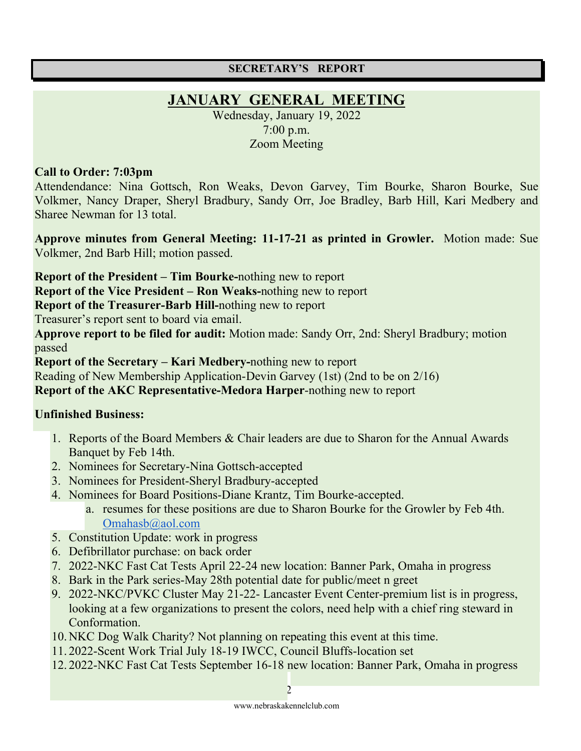## SECRETARY'S REPORT

# JANUARY GENERAL MEETING

Wednesday, January 19, 2022
7:00 p.m.
Zoom Meeting

**Call to Order: 7:03pm**
Attendendance: Nina Gottsch, Ron Weaks, Devon Garvey, Tim Bourke, Sharon Bourke, Sue Volkmer, Nancy Draper, Sheryl Bradbury, Sandy Orr, Joe Bradley, Barb Hill, Kari Medbery and Sharee Newman for 13 total.

**Approve minutes from General Meeting: 11-17-21 as printed in Growler.** Motion made: Sue Volkmer, 2nd Barb Hill; motion passed.

**Report of the President – Tim Bourke-**nothing new to report
**Report of the Vice President – Ron Weaks-**nothing new to report
**Report of the Treasurer-Barb Hill-**nothing new to report
Treasurer's report sent to board via email.
**Approve report to be filed for audit:** Motion made: Sandy Orr, 2nd: Sheryl Bradbury; motion passed
**Report of the Secretary – Kari Medbery-**nothing new to report
Reading of New Membership Application-Devin Garvey (1st) (2nd to be on 2/16)
**Report of the AKC Representative-Medora Harper**-nothing new to report

**Unfinished Business:**

1. Reports of the Board Members & Chair leaders are due to Sharon for the Annual Awards Banquet by Feb 14th.
2. Nominees for Secretary-Nina Gottsch-accepted
3. Nominees for President-Sheryl Bradbury-accepted
4. Nominees for Board Positions-Diane Krantz, Tim Bourke-accepted.
   a. resumes for these positions are due to Sharon Bourke for the Growler by Feb 4th. Omahasb@aol.com
5. Constitution Update: work in progress
6. Defibrillator purchase: on back order
7. 2022-NKC Fast Cat Tests April 22-24 new location: Banner Park, Omaha in progress
8. Bark in the Park series-May 28th potential date for public/meet n greet
9. 2022-NKC/PVKC Cluster May 21-22- Lancaster Event Center-premium list is in progress, looking at a few organizations to present the colors, need help with a chief ring steward in Conformation.
10. NKC Dog Walk Charity? Not planning on repeating this event at this time.
11. 2022-Scent Work Trial July 18-19 IWCC, Council Bluffs-location set
12. 2022-NKC Fast Cat Tests September 16-18 new location: Banner Park, Omaha in progress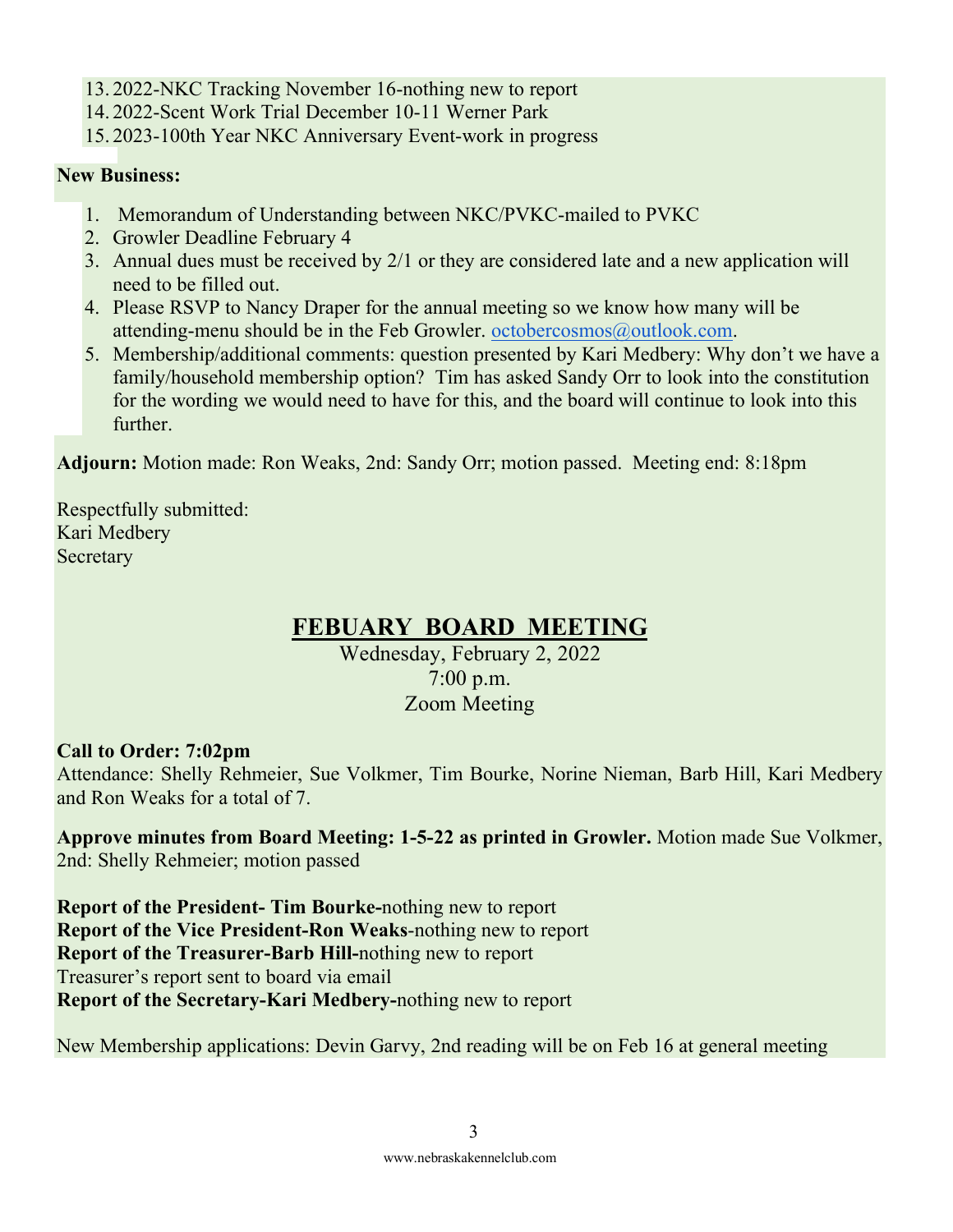13. 2022-NKC Tracking November 16-nothing new to report
14. 2022-Scent Work Trial December 10-11 Werner Park
15. 2023-100th Year NKC Anniversary Event-work in progress

**New Business:**

1. Memorandum of Understanding between NKC/PVKC-mailed to PVKC
2. Growler Deadline February 4
3. Annual dues must be received by 2/1 or they are considered late and a new application will need to be filled out.
4. Please RSVP to Nancy Draper for the annual meeting so we know how many will be attending-menu should be in the Feb Growler. octobercosmos@outlook.com.
5. Membership/additional comments: question presented by Kari Medbery: Why don't we have a family/household membership option? Tim has asked Sandy Orr to look into the constitution for the wording we would need to have for this, and the board will continue to look into this further.

**Adjourn:** Motion made: Ron Weaks, 2nd: Sandy Orr; motion passed. Meeting end: 8:18pm

Respectfully submitted:
Kari Medbery
Secretary

## FEBUARY BOARD MEETING

Wednesday, February 2, 2022
7:00 p.m.
Zoom Meeting

**Call to Order: 7:02pm**
Attendance: Shelly Rehmeier, Sue Volkmer, Tim Bourke, Norine Nieman, Barb Hill, Kari Medbery and Ron Weaks for a total of 7.

**Approve minutes from Board Meeting: 1-5-22 as printed in Growler.** Motion made Sue Volkmer, 2nd: Shelly Rehmeier; motion passed

**Report of the President- Tim Bourke-**nothing new to report
**Report of the Vice President-Ron Weaks**-nothing new to report
**Report of the Treasurer-Barb Hill-**nothing new to report
Treasurer's report sent to board via email
**Report of the Secretary-Kari Medbery-**nothing new to report

New Membership applications: Devin Garvy, 2nd reading will be on Feb 16 at general meeting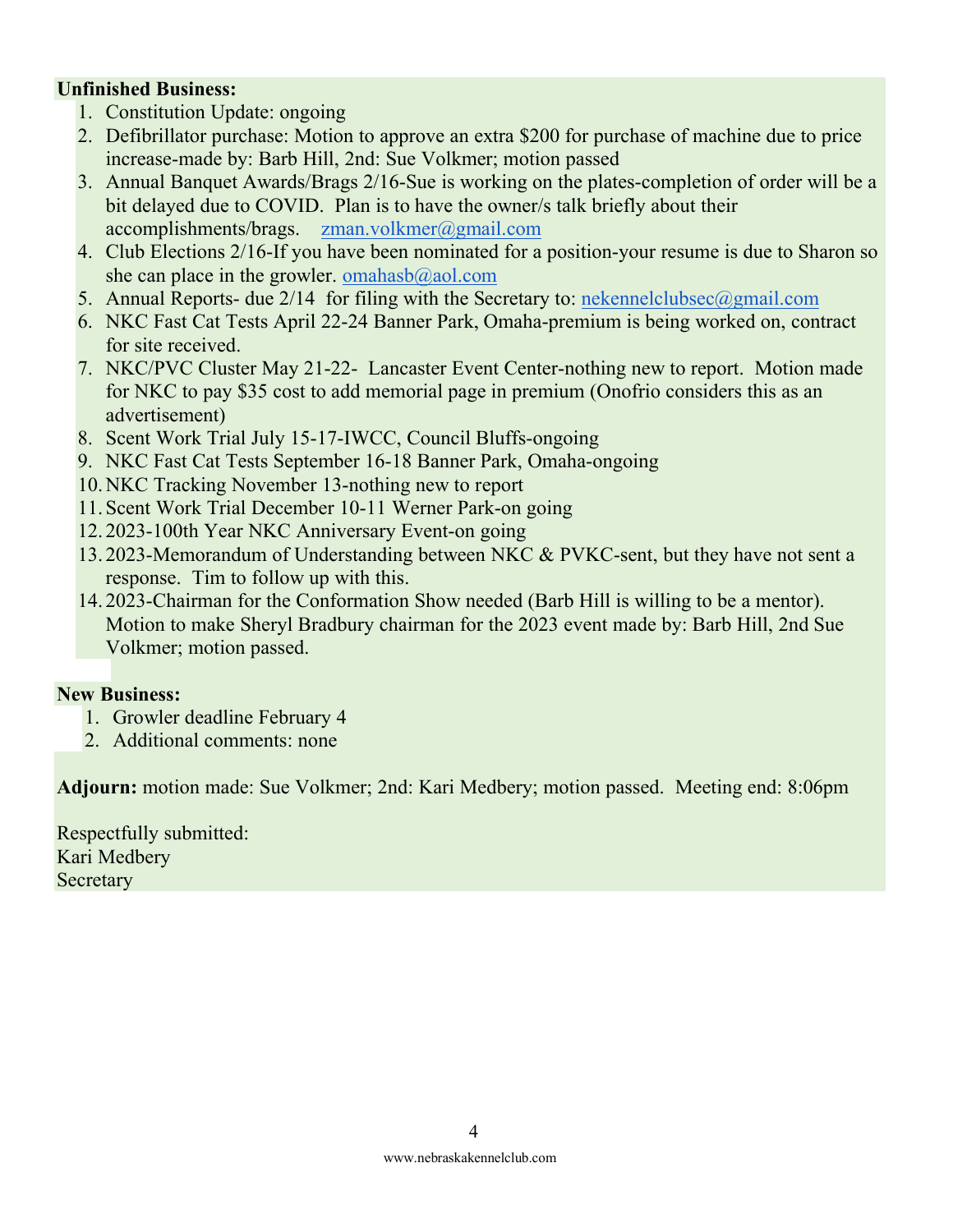**Unfinished Business:**

1. Constitution Update: ongoing
2. Defibrillator purchase: Motion to approve an extra $200 for purchase of machine due to price increase-made by: Barb Hill, 2nd: Sue Volkmer; motion passed
3. Annual Banquet Awards/Brags 2/16-Sue is working on the plates-completion of order will be a bit delayed due to COVID. Plan is to have the owner/s talk briefly about their accomplishments/brags. zman.volkmer@gmail.com
4. Club Elections 2/16-If you have been nominated for a position-your resume is due to Sharon so she can place in the growler. omahasb@aol.com
5. Annual Reports- due 2/14 for filing with the Secretary to: nekennelclubsec@gmail.com
6. NKC Fast Cat Tests April 22-24 Banner Park, Omaha-premium is being worked on, contract for site received.
7. NKC/PVC Cluster May 21-22- Lancaster Event Center-nothing new to report. Motion made for NKC to pay $35 cost to add memorial page in premium (Onofrio considers this as an advertisement)
8. Scent Work Trial July 15-17-IWCC, Council Bluffs-ongoing
9. NKC Fast Cat Tests September 16-18 Banner Park, Omaha-ongoing
10. NKC Tracking November 13-nothing new to report
11. Scent Work Trial December 10-11 Werner Park-on going
12. 2023-100th Year NKC Anniversary Event-on going
13. 2023-Memorandum of Understanding between NKC & PVKC-sent, but they have not sent a response. Tim to follow up with this.
14. 2023-Chairman for the Conformation Show needed (Barb Hill is willing to be a mentor). Motion to make Sheryl Bradbury chairman for the 2023 event made by: Barb Hill, 2nd Sue Volkmer; motion passed.

**New Business:**

1. Growler deadline February 4
2. Additional comments: none

**Adjourn:** motion made: Sue Volkmer; 2nd: Kari Medbery; motion passed. Meeting end: 8:06pm

Respectfully submitted:
Kari Medbery
Secretary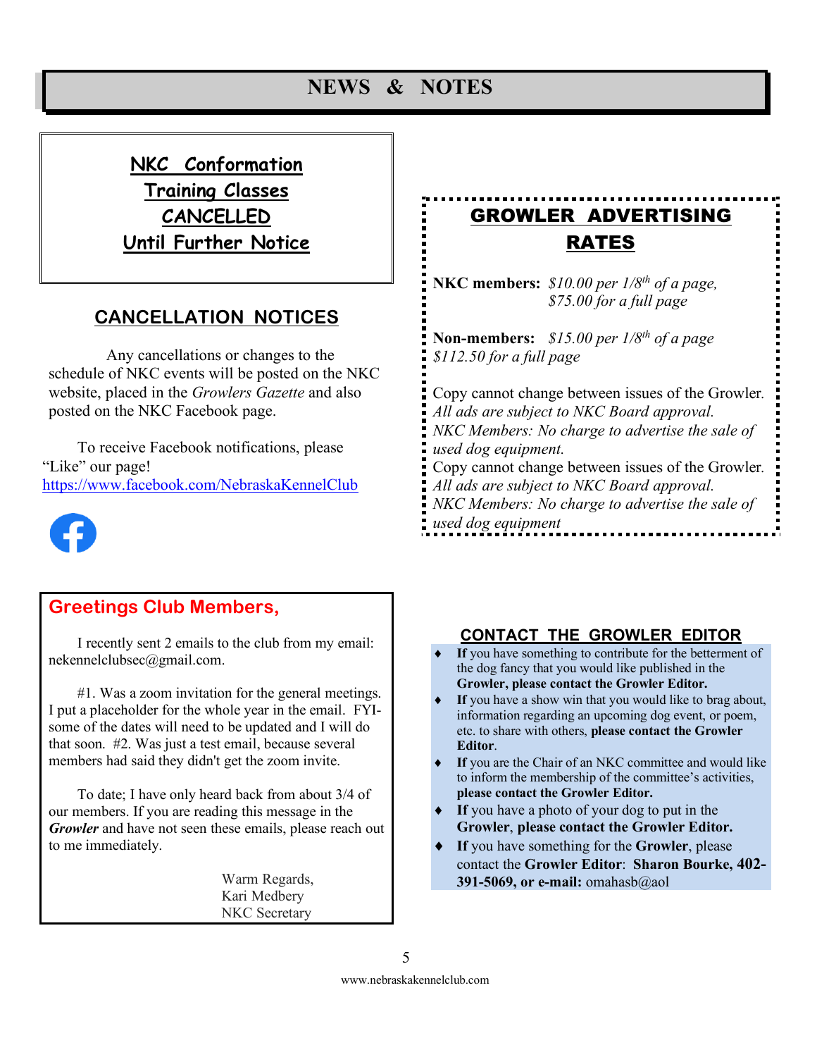# NEWS & NOTES

## NKC Conformation Training Classes CANCELLED Until Further Notice

## CANCELLATION NOTICES

Any cancellations or changes to the schedule of NKC events will be posted on the NKC website, placed in the *Growlers Gazette* and also posted on the NKC Facebook page.

To receive Facebook notifications, please "Like" our page! https://www.facebook.com/NebraskaKennelClub

## Greetings Club Members,

I recently sent 2 emails to the club from my email: nekennelclubsec@gmail.com.

#1. Was a zoom invitation for the general meetings. I put a placeholder for the whole year in the email. FYI- some of the dates will need to be updated and I will do that soon. #2. Was just a test email, because several members had said they didn't get the zoom invite.

To date; I have only heard back from about 3/4 of our members. If you are reading this message in the ***Growler*** and have not seen these emails, please reach out to me immediately.

Warm Regards,
Kari Medbery
NKC Secretary

## GROWLER ADVERTISING RATES

**NKC members:** *$10.00 per 1/8th of a page, $75.00 for a full page*

**Non-members:** *$15.00 per 1/8th of a page $112.50 for a full page*

Copy cannot change between issues of the Growler.
*All ads are subject to NKC Board approval.*
*NKC Members: No charge to advertise the sale of used dog equipment.*
Copy cannot change between issues of the Growler.
*All ads are subject to NKC Board approval.*
*NKC Members: No charge to advertise the sale of used dog equipment*

## CONTACT THE GROWLER EDITOR

- **If** you have something to contribute for the betterment of the dog fancy that you would like published in the **Growler, please contact the Growler Editor.**
- **If** you have a show win that you would like to brag about, information regarding an upcoming dog event, or poem, etc. to share with others, **please contact the Growler Editor**.
- **If** you are the Chair of an NKC committee and would like to inform the membership of the committee's activities, **please contact the Growler Editor.**
- **If** you have a photo of your dog to put in the **Growler**, **please contact the Growler Editor.**
- **If** you have something for the **Growler**, please contact the **Growler Editor**: **Sharon Bourke, 402-391-5069, or e-mail:** omahasb@aol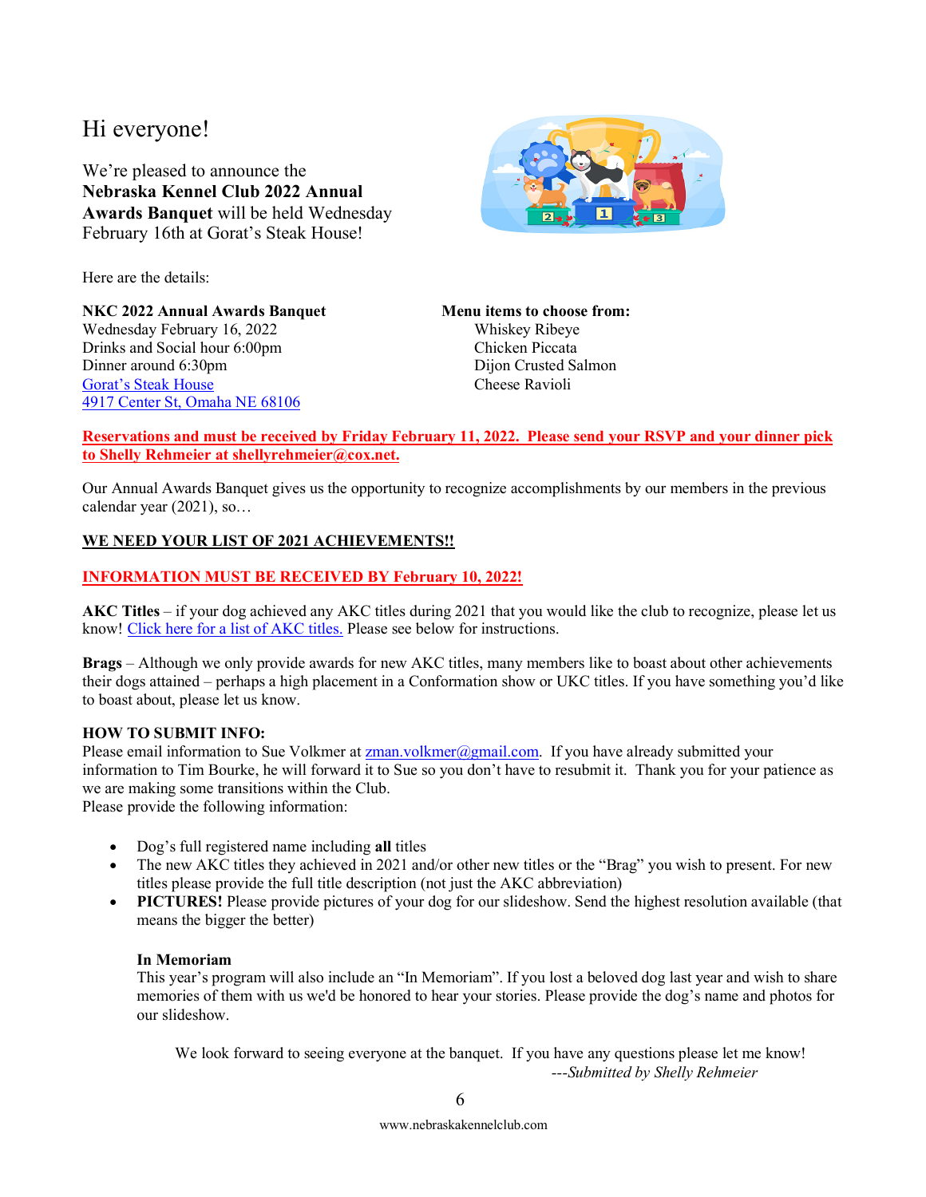# Hi everyone!

We're pleased to announce the **Nebraska Kennel Club 2022 Annual Awards Banquet** will be held Wednesday February 16th at Gorat's Steak House!

Here are the details:

**NKC 2022 Annual Awards Banquet**
Wednesday February 16, 2022
Drinks and Social hour 6:00pm
Dinner around 6:30pm
Gorat's Steak House
4917 Center St, Omaha NE 68106

**Menu items to choose from:**
- Whiskey Ribeye
- Chicken Piccata
- Dijon Crusted Salmon
- Cheese Ravioli

**Reservations and must be received by Friday February 11, 2022. Please send your RSVP and your dinner pick to Shelly Rehmeier at shellyrehmeier@cox.net.**

Our Annual Awards Banquet gives us the opportunity to recognize accomplishments by our members in the previous calendar year (2021), so…

**WE NEED YOUR LIST OF 2021 ACHIEVEMENTS!!**

**INFORMATION MUST BE RECEIVED BY February 10, 2022!**

**AKC Titles** – if your dog achieved any AKC titles during 2021 that you would like the club to recognize, please let us know! Click here for a list of AKC titles. Please see below for instructions.

**Brags** – Although we only provide awards for new AKC titles, many members like to boast about other achievements their dogs attained – perhaps a high placement in a Conformation show or UKC titles. If you have something you'd like to boast about, please let us know.

**HOW TO SUBMIT INFO:**
Please email information to Sue Volkmer at zman.volkmer@gmail.com. If you have already submitted your information to Tim Bourke, he will forward it to Sue so you don't have to resubmit it. Thank you for your patience as we are making some transitions within the Club.
Please provide the following information:

- Dog's full registered name including **all** titles
- The new AKC titles they achieved in 2021 and/or other new titles or the "Brag" you wish to present. For new titles please provide the full title description (not just the AKC abbreviation)
- **PICTURES!** Please provide pictures of your dog for our slideshow. Send the highest resolution available (that means the bigger the better)

**In Memoriam**
This year's program will also include an "In Memoriam". If you lost a beloved dog last year and wish to share memories of them with us we'd be honored to hear your stories. Please provide the dog's name and photos for our slideshow.

We look forward to seeing everyone at the banquet. If you have any questions please let me know!

*---Submitted by Shelly Rehmeier*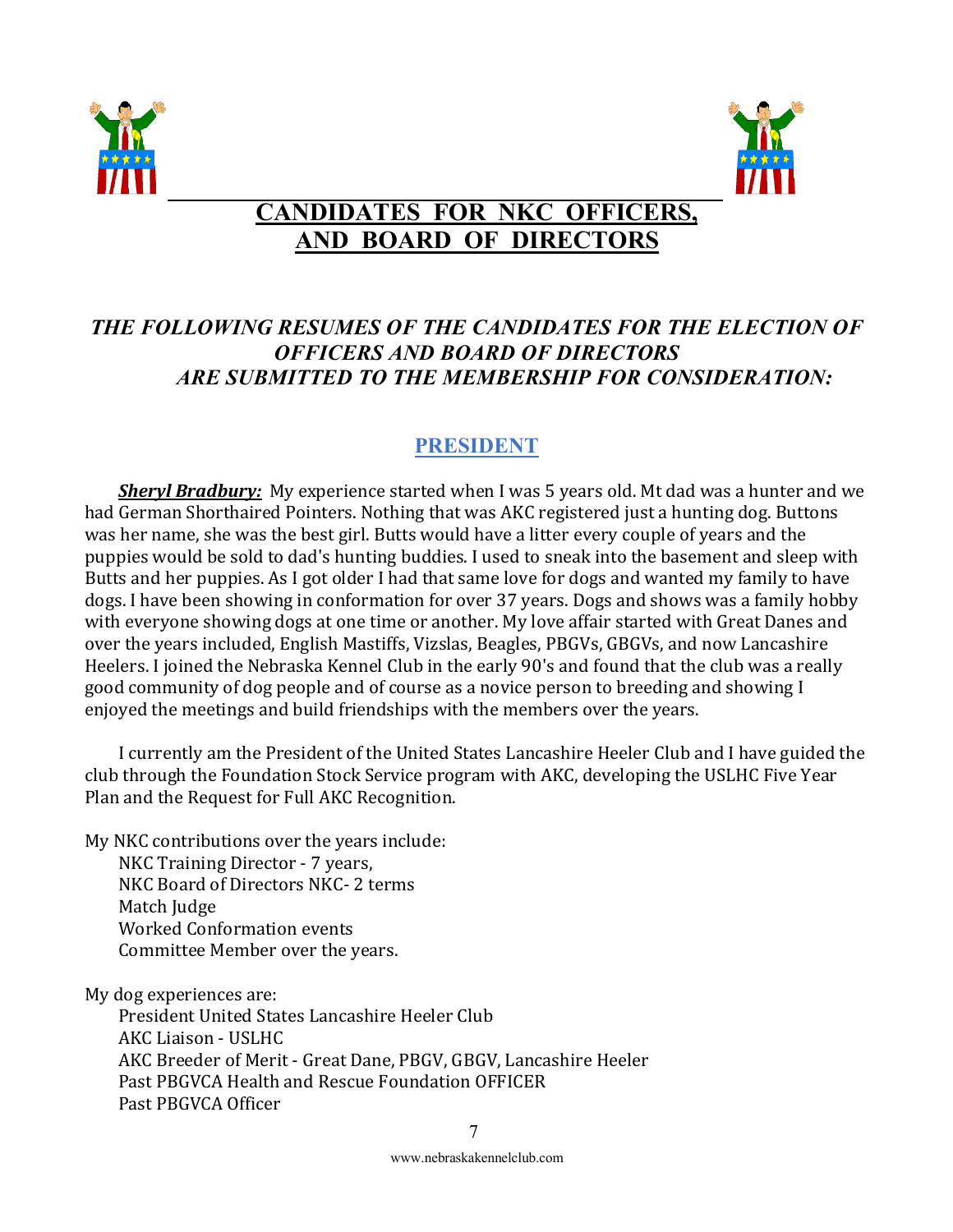# CANDIDATES FOR NKC OFFICERS, AND BOARD OF DIRECTORS

***THE FOLLOWING RESUMES OF THE CANDIDATES FOR THE ELECTION OF OFFICERS AND BOARD OF DIRECTORS ARE SUBMITTED TO THE MEMBERSHIP FOR CONSIDERATION:***

## PRESIDENT

***Sheryl Bradbury:*** My experience started when I was 5 years old. Mt dad was a hunter and we had German Shorthaired Pointers. Nothing that was AKC registered just a hunting dog. Buttons was her name, she was the best girl. Butts would have a litter every couple of years and the puppies would be sold to dad's hunting buddies. I used to sneak into the basement and sleep with Butts and her puppies. As I got older I had that same love for dogs and wanted my family to have dogs. I have been showing in conformation for over 37 years. Dogs and shows was a family hobby with everyone showing dogs at one time or another. My love affair started with Great Danes and over the years included, English Mastiffs, Vizslas, Beagles, PBGVs, GBGVs, and now Lancashire Heelers. I joined the Nebraska Kennel Club in the early 90's and found that the club was a really good community of dog people and of course as a novice person to breeding and showing I enjoyed the meetings and build friendships with the members over the years.

I currently am the President of the United States Lancashire Heeler Club and I have guided the club through the Foundation Stock Service program with AKC, developing the USLHC Five Year Plan and the Request for Full AKC Recognition.

My NKC contributions over the years include:

- NKC Training Director - 7 years,
- NKC Board of Directors NKC- 2 terms
- Match Judge
- Worked Conformation events
- Committee Member over the years.

My dog experiences are:

- President United States Lancashire Heeler Club
- AKC Liaison - USLHC
- AKC Breeder of Merit - Great Dane, PBGV, GBGV, Lancashire Heeler
- Past PBGVCA Health and Rescue Foundation OFFICER
- Past PBGVCA Officer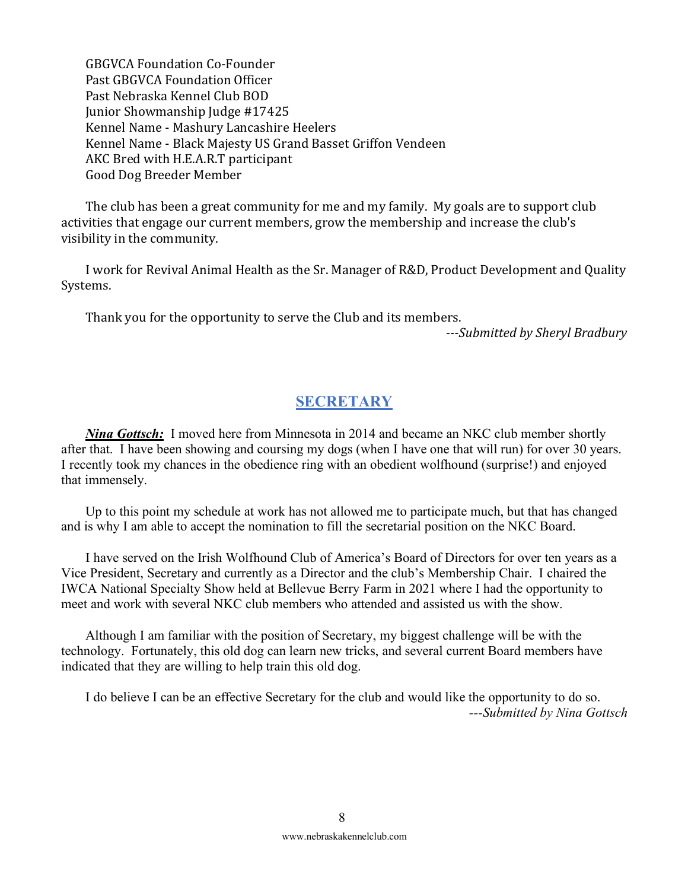GBGVCA Foundation Co-Founder
Past GBGVCA Foundation Officer
Past Nebraska Kennel Club BOD
Junior Showmanship Judge #17425
Kennel Name - Mashury Lancashire Heelers
Kennel Name - Black Majesty US Grand Basset Griffon Vendeen
AKC Bred with H.E.A.R.T participant
Good Dog Breeder Member

The club has been a great community for me and my family. My goals are to support club activities that engage our current members, grow the membership and increase the club's visibility in the community.

I work for Revival Animal Health as the Sr. Manager of R&D, Product Development and Quality Systems.

Thank you for the opportunity to serve the Club and its members.

*---Submitted by Sheryl Bradbury*

## SECRETARY

***Nina Gottsch:*** I moved here from Minnesota in 2014 and became an NKC club member shortly after that. I have been showing and coursing my dogs (when I have one that will run) for over 30 years. I recently took my chances in the obedience ring with an obedient wolfhound (surprise!) and enjoyed that immensely.

Up to this point my schedule at work has not allowed me to participate much, but that has changed and is why I am able to accept the nomination to fill the secretarial position on the NKC Board.

I have served on the Irish Wolfhound Club of America's Board of Directors for over ten years as a Vice President, Secretary and currently as a Director and the club's Membership Chair. I chaired the IWCA National Specialty Show held at Bellevue Berry Farm in 2021 where I had the opportunity to meet and work with several NKC club members who attended and assisted us with the show.

Although I am familiar with the position of Secretary, my biggest challenge will be with the technology. Fortunately, this old dog can learn new tricks, and several current Board members have indicated that they are willing to help train this old dog.

I do believe I can be an effective Secretary for the club and would like the opportunity to do so.

*---Submitted by Nina Gottsch*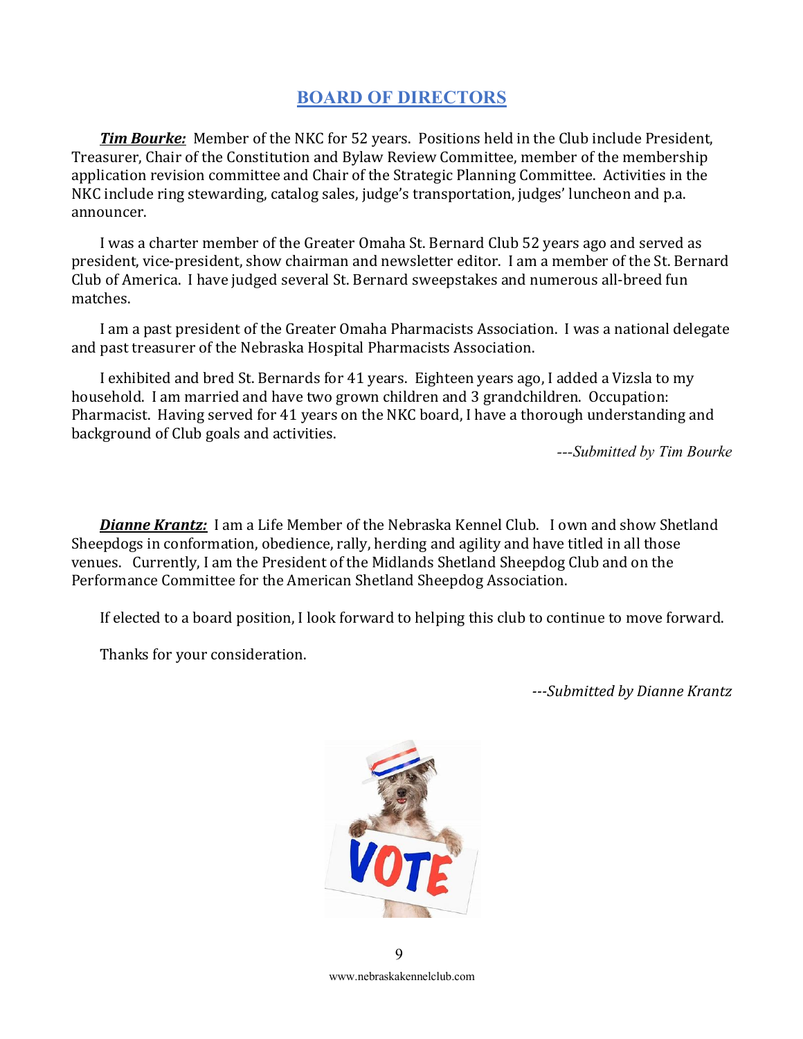## BOARD OF DIRECTORS

***Tim Bourke:*** Member of the NKC for 52 years. Positions held in the Club include President, Treasurer, Chair of the Constitution and Bylaw Review Committee, member of the membership application revision committee and Chair of the Strategic Planning Committee. Activities in the NKC include ring stewarding, catalog sales, judge's transportation, judges' luncheon and p.a. announcer.

I was a charter member of the Greater Omaha St. Bernard Club 52 years ago and served as president, vice-president, show chairman and newsletter editor. I am a member of the St. Bernard Club of America. I have judged several St. Bernard sweepstakes and numerous all-breed fun matches.

I am a past president of the Greater Omaha Pharmacists Association. I was a national delegate and past treasurer of the Nebraska Hospital Pharmacists Association.

I exhibited and bred St. Bernards for 41 years. Eighteen years ago, I added a Vizsla to my household. I am married and have two grown children and 3 grandchildren. Occupation: Pharmacist. Having served for 41 years on the NKC board, I have a thorough understanding and background of Club goals and activities.

*---Submitted by Tim Bourke*

***Dianne Krantz:*** I am a Life Member of the Nebraska Kennel Club. I own and show Shetland Sheepdogs in conformation, obedience, rally, herding and agility and have titled in all those venues. Currently, I am the President of the Midlands Shetland Sheepdog Club and on the Performance Committee for the American Shetland Sheepdog Association.

If elected to a board position, I look forward to helping this club to continue to move forward.

Thanks for your consideration.

*---Submitted by Dianne Krantz*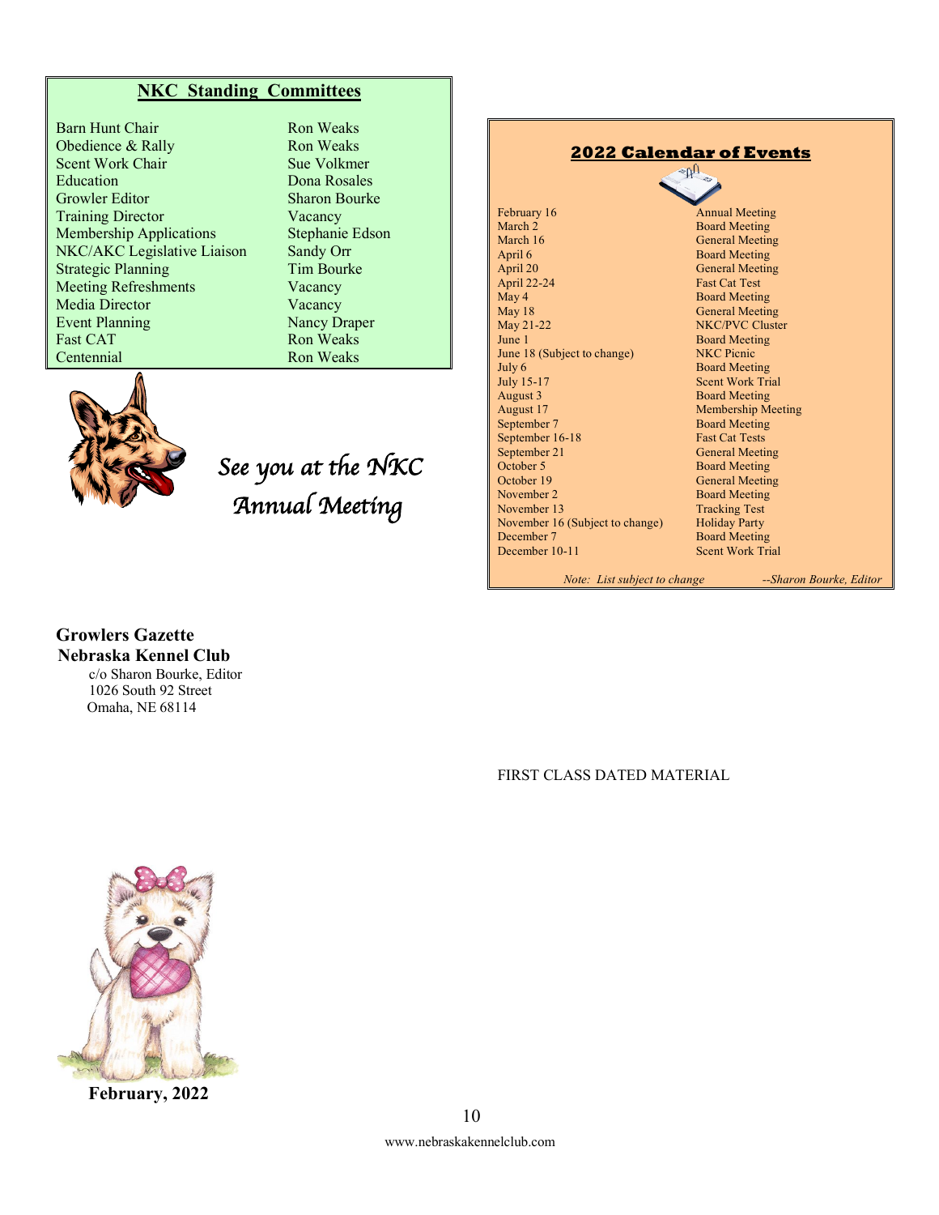## NKC Standing Committees

| | |
|---|---|
| Barn Hunt Chair | Ron Weaks |
| Obedience & Rally | Ron Weaks |
| Scent Work Chair | Sue Volkmer |
| Education | Dona Rosales |
| Growler Editor | Sharon Bourke |
| Training Director | Vacancy |
| Membership Applications | Stephanie Edson |
| NKC/AKC Legislative Liaison | Sandy Orr |
| Strategic Planning | Tim Bourke |
| Meeting Refreshments | Vacancy |
| Media Director | Vacancy |
| Event Planning | Nancy Draper |
| Fast CAT | Ron Weaks |
| Centennial | Ron Weaks |

*See you at the NKC Annual Meeting*

## 2022 Calendar of Events

| | |
|---|---|
| February 16 | Annual Meeting |
| March 2 | Board Meeting |
| March 16 | General Meeting |
| April 6 | Board Meeting |
| April 20 | General Meeting |
| April 22-24 | Fast Cat Test |
| May 4 | Board Meeting |
| May 18 | General Meeting |
| May 21-22 | NKC/PVC Cluster |
| June 1 | Board Meeting |
| June 18 (Subject to change) | NKC Picnic |
| July 6 | Board Meeting |
| July 15-17 | Scent Work Trial |
| August 3 | Board Meeting |
| August 17 | Membership Meeting |
| September 7 | Board Meeting |
| September 16-18 | Fast Cat Tests |
| September 21 | General Meeting |
| October 5 | Board Meeting |
| October 19 | General Meeting |
| November 2 | Board Meeting |
| November 13 | Tracking Test |
| November 16 (Subject to change) | Holiday Party |
| December 7 | Board Meeting |
| December 10-11 | Scent Work Trial |

*Note: List subject to change* *--Sharon Bourke, Editor*

**Growlers Gazette**
**Nebraska Kennel Club**
c/o Sharon Bourke, Editor
1026 South 92 Street
Omaha, NE 68114

FIRST CLASS DATED MATERIAL

**February, 2022**

www.nebraskakennelclub.com